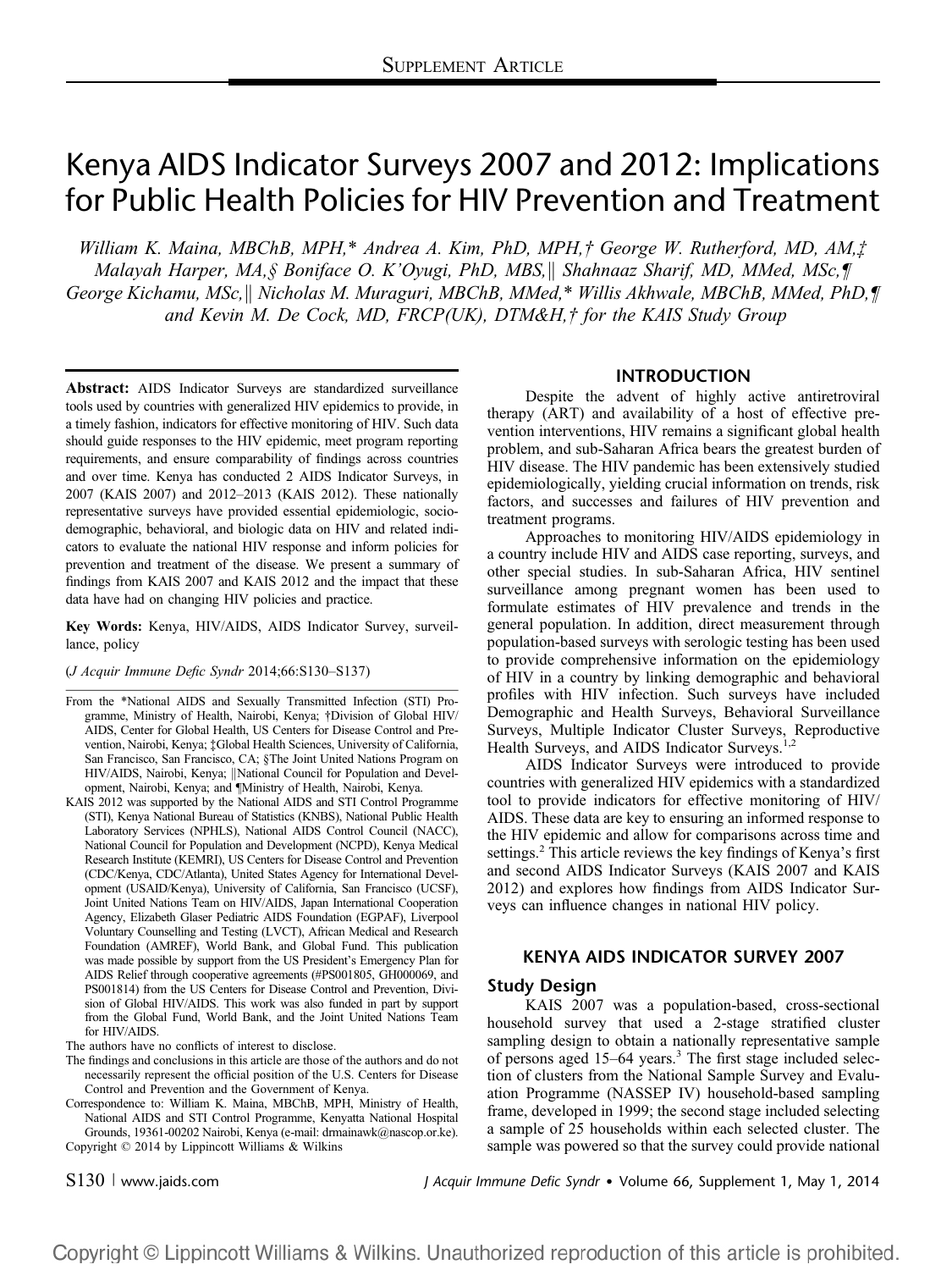SUPPLEMENT ARTICLE

# Kenya AIDS Indicator Surveys 2007 and 2012: Implications for Public Health Policies for HIV Prevention and Treatment

*William K. Maina, MBChB, MPH,\* Andrea A. Kim, PhD, MPH,† George W. Rutherford, MD, AM,‡ Malayah Harper, MA,§ Boniface O. K'Oyugi, PhD, MBS,‖ Shahnaaz Sharif, MD, MMed, MSc,¶ George Kichamu, MSc,‖ Nicholas M. Muraguri, MBChB, MMed,\* Willis Akhwale, MBChB, MMed, PhD,¶ and Kevin M. De Cock, MD, FRCP(UK), DTM&H,† for the KAIS Study Group*

**Abstract:** AIDS Indicator Surveys are standardized surveillance tools used by countries with generalized HIV epidemics to provide, in a timely fashion, indicators for effective monitoring of HIV. Such data should guide responses to the HIV epidemic, meet program reporting requirements, and ensure comparability of findings across countries and over time. Kenya has conducted 2 AIDS Indicator Surveys, in 2007 (KAIS 2007) and 2012–2013 (KAIS 2012). These nationally representative surveys have provided essential epidemiologic, sociodemographic, behavioral, and biologic data on HIV and related indicators to evaluate the national HIV response and inform policies for prevention and treatment of the disease. We present a summary of findings from KAIS 2007 and KAIS 2012 and the impact that these data have had on changing HIV policies and practice.

**Key Words:** Kenya, HIV/AIDS, AIDS Indicator Survey, surveillance, policy

(*J Acquir Immune Defic Syndr* 2014;66:S130–S137)

From the \*National AIDS and Sexually Transmitted Infection (STI) Programme, Ministry of Health, Nairobi, Kenya; †Division of Global HIV/AIDS, Center for Global Health, US Centers for Disease Control and Prevention, Nairobi, Kenya; ‡Global Health Sciences, University of California, San Francisco, San Francisco, CA; §The Joint United Nations Program on HIV/AIDS, Nairobi, Kenya; ‖National Council for Population and Development, Nairobi, Kenya; and ¶Ministry of Health, Nairobi, Kenya.

KAIS 2012 was supported by the National AIDS and STI Control Programme (STI), Kenya National Bureau of Statistics (KNBS), National Public Health Laboratory Services (NPHLS), National AIDS Control Council (NACC), National Council for Population and Development (NCPD), Kenya Medical Research Institute (KEMRI), US Centers for Disease Control and Prevention (CDC/Kenya, CDC/Atlanta), United States Agency for International Development (USAID/Kenya), University of California, San Francisco (UCSF), Joint United Nations Team on HIV/AIDS, Japan International Cooperation Agency, Elizabeth Glaser Pediatric AIDS Foundation (EGPAF), Liverpool Voluntary Counselling and Testing (LVCT), African Medical and Research Foundation (AMREF), World Bank, and Global Fund. This publication was made possible by support from the US President's Emergency Plan for AIDS Relief through cooperative agreements (#PS001805, GH000069, and PS001814) from the US Centers for Disease Control and Prevention, Division of Global HIV/AIDS. This work was also funded in part by support from the Global Fund, World Bank, and the Joint United Nations Team for HIV/AIDS.

The authors have no conflicts of interest to disclose.

The findings and conclusions in this article are those of the authors and do not necessarily represent the official position of the U.S. Centers for Disease Control and Prevention and the Government of Kenya.

Correspondence to: William K. Maina, MBChB, MPH, Ministry of Health, National AIDS and STI Control Programme, Kenyatta National Hospital Grounds, 19361-00202 Nairobi, Kenya (e-mail: drmainawk@nascop.or.ke).

Copyright © 2014 by Lippincott Williams & Wilkins

## INTRODUCTION

Despite the advent of highly active antiretroviral therapy (ART) and availability of a host of effective prevention interventions, HIV remains a significant global health problem, and sub-Saharan Africa bears the greatest burden of HIV disease. The HIV pandemic has been extensively studied epidemiologically, yielding crucial information on trends, risk factors, and successes and failures of HIV prevention and treatment programs.

Approaches to monitoring HIV/AIDS epidemiology in a country include HIV and AIDS case reporting, surveys, and other special studies. In sub-Saharan Africa, HIV sentinel surveillance among pregnant women has been used to formulate estimates of HIV prevalence and trends in the general population. In addition, direct measurement through population-based surveys with serologic testing has been used to provide comprehensive information on the epidemiology of HIV in a country by linking demographic and behavioral profiles with HIV infection. Such surveys have included Demographic and Health Surveys, Behavioral Surveillance Surveys, Multiple Indicator Cluster Surveys, Reproductive Health Surveys, and AIDS Indicator Surveys.[1,2]

AIDS Indicator Surveys were introduced to provide countries with generalized HIV epidemics with a standardized tool to provide indicators for effective monitoring of HIV/AIDS. These data are key to ensuring an informed response to the HIV epidemic and allow for comparisons across time and settings.[2] This article reviews the key findings of Kenya's first and second AIDS Indicator Surveys (KAIS 2007 and KAIS 2012) and explores how findings from AIDS Indicator Surveys can influence changes in national HIV policy.

## KENYA AIDS INDICATOR SURVEY 2007

### Study Design

KAIS 2007 was a population-based, cross-sectional household survey that used a 2-stage stratified cluster sampling design to obtain a nationally representative sample of persons aged 15–64 years.[3] The first stage included selection of clusters from the National Sample Survey and Evaluation Programme (NASSEP IV) household-based sampling frame, developed in 1999; the second stage included selecting a sample of 25 households within each selected cluster. The sample was powered so that the survey could provide national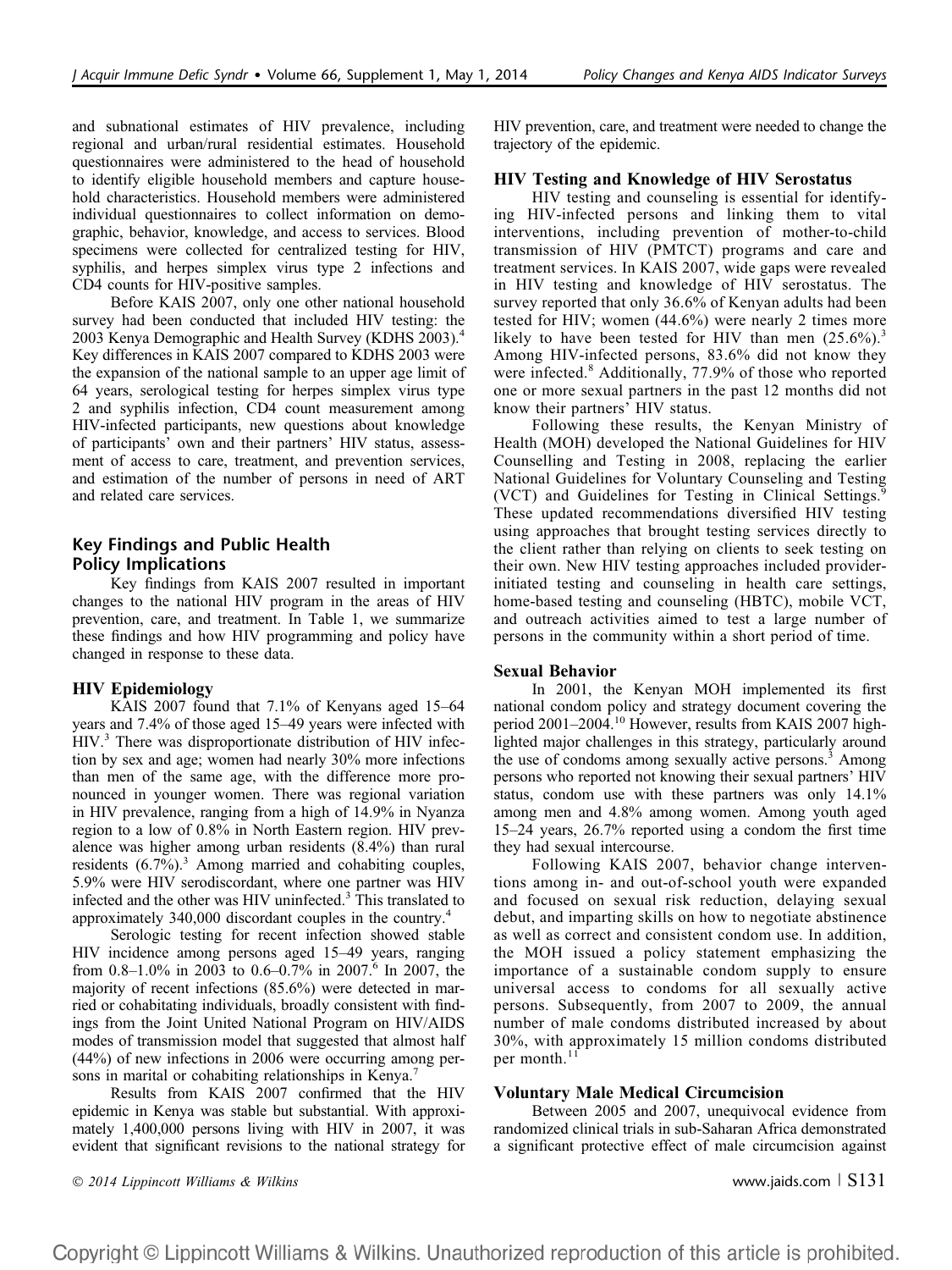and subnational estimates of HIV prevalence, including regional and urban/rural residential estimates. Household questionnaires were administered to the head of household to identify eligible household members and capture household characteristics. Household members were administered individual questionnaires to collect information on demographic, behavior, knowledge, and access to services. Blood specimens were collected for centralized testing for HIV, syphilis, and herpes simplex virus type 2 infections and CD4 counts for HIV-positive samples.

Before KAIS 2007, only one other national household survey had been conducted that included HIV testing: the 2003 Kenya Demographic and Health Survey (KDHS 2003).[4] Key differences in KAIS 2007 compared to KDHS 2003 were the expansion of the national sample to an upper age limit of 64 years, serological testing for herpes simplex virus type 2 and syphilis infection, CD4 count measurement among HIV-infected participants, new questions about knowledge of participants' own and their partners' HIV status, assessment of access to care, treatment, and prevention services, and estimation of the number of persons in need of ART and related care services.

## Key Findings and Public Health Policy Implications

Key findings from KAIS 2007 resulted in important changes to the national HIV program in the areas of HIV prevention, care, and treatment. In Table 1, we summarize these findings and how HIV programming and policy have changed in response to these data.

### HIV Epidemiology

KAIS 2007 found that 7.1% of Kenyans aged 15–64 years and 7.4% of those aged 15–49 years were infected with HIV.[3] There was disproportionate distribution of HIV infection by sex and age; women had nearly 30% more infections than men of the same age, with the difference more pronounced in younger women. There was regional variation in HIV prevalence, ranging from a high of 14.9% in Nyanza region to a low of 0.8% in North Eastern region. HIV prevalence was higher among urban residents (8.4%) than rural residents (6.7%).[3] Among married and cohabiting couples, 5.9% were HIV serodiscordant, where one partner was HIV infected and the other was HIV uninfected.[3] This translated to approximately 340,000 discordant couples in the country.[4]

Serologic testing for recent infection showed stable HIV incidence among persons aged 15–49 years, ranging from 0.8–1.0% in 2003 to 0.6–0.7% in 2007.[6] In 2007, the majority of recent infections (85.6%) were detected in married or cohabitating individuals, broadly consistent with findings from the Joint United National Program on HIV/AIDS modes of transmission model that suggested that almost half (44%) of new infections in 2006 were occurring among persons in marital or cohabiting relationships in Kenya.[7]

Results from KAIS 2007 confirmed that the HIV epidemic in Kenya was stable but substantial. With approximately 1,400,000 persons living with HIV in 2007, it was evident that significant revisions to the national strategy for HIV prevention, care, and treatment were needed to change the trajectory of the epidemic.

### HIV Testing and Knowledge of HIV Serostatus

HIV testing and counseling is essential for identifying HIV-infected persons and linking them to vital interventions, including prevention of mother-to-child transmission of HIV (PMTCT) programs and care and treatment services. In KAIS 2007, wide gaps were revealed in HIV testing and knowledge of HIV serostatus. The survey reported that only 36.6% of Kenyan adults had been tested for HIV; women (44.6%) were nearly 2 times more likely to have been tested for HIV than men (25.6%).[3] Among HIV-infected persons, 83.6% did not know they were infected.[8] Additionally, 77.9% of those who reported one or more sexual partners in the past 12 months did not know their partners' HIV status.

Following these results, the Kenyan Ministry of Health (MOH) developed the National Guidelines for HIV Counselling and Testing in 2008, replacing the earlier National Guidelines for Voluntary Counseling and Testing (VCT) and Guidelines for Testing in Clinical Settings.[9] These updated recommendations diversified HIV testing using approaches that brought testing services directly to the client rather than relying on clients to seek testing on their own. New HIV testing approaches included provider-initiated testing and counseling in health care settings, home-based testing and counseling (HBTC), mobile VCT, and outreach activities aimed to test a large number of persons in the community within a short period of time.

### Sexual Behavior

In 2001, the Kenyan MOH implemented its first national condom policy and strategy document covering the period 2001–2004.[10] However, results from KAIS 2007 highlighted major challenges in this strategy, particularly around the use of condoms among sexually active persons.[3] Among persons who reported not knowing their sexual partners' HIV status, condom use with these partners was only 14.1% among men and 4.8% among women. Among youth aged 15–24 years, 26.7% reported using a condom the first time they had sexual intercourse.

Following KAIS 2007, behavior change interventions among in- and out-of-school youth were expanded and focused on sexual risk reduction, delaying sexual debut, and imparting skills on how to negotiate abstinence as well as correct and consistent condom use. In addition, the MOH issued a policy statement emphasizing the importance of a sustainable condom supply to ensure universal access to condoms for all sexually active persons. Subsequently, from 2007 to 2009, the annual number of male condoms distributed increased by about 30%, with approximately 15 million condoms distributed per month.[11]

### Voluntary Male Medical Circumcision

Between 2005 and 2007, unequivocal evidence from randomized clinical trials in sub-Saharan Africa demonstrated a significant protective effect of male circumcision against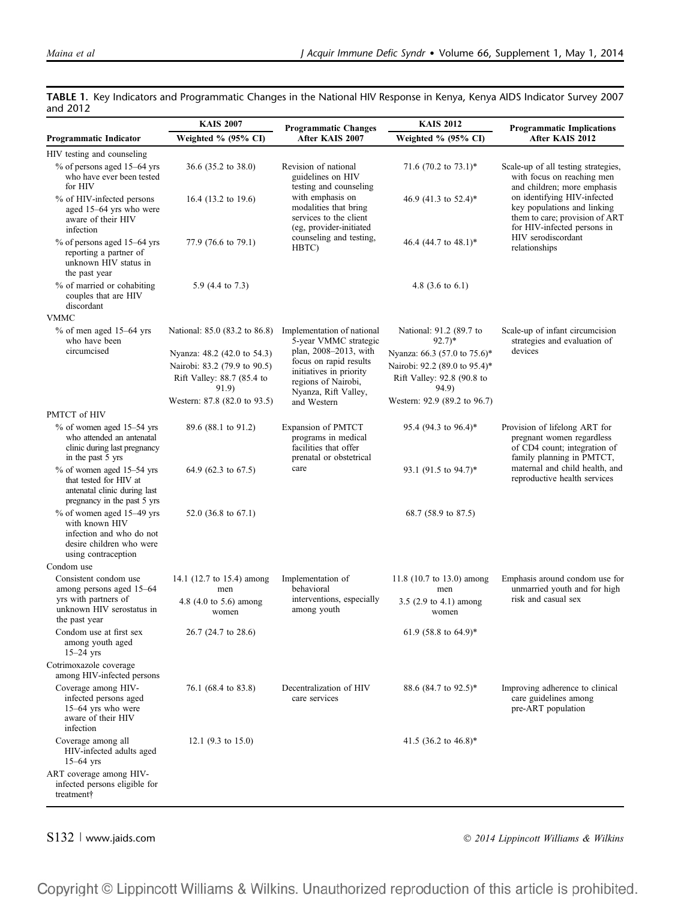**TABLE 1.** Key Indicators and Programmatic Changes in the National HIV Response in Kenya, Kenya AIDS Indicator Survey 2007 and 2012

| Programmatic Indicator | KAIS 2007 Weighted % (95% CI) | Programmatic Changes After KAIS 2007 | KAIS 2012 Weighted % (95% CI) | Programmatic Implications After KAIS 2012 |
|---|---|---|---|---|
| HIV testing and counseling | | | | |
| % of persons aged 15–64 yrs who have ever been tested for HIV | 36.6 (35.2 to 38.0) | Revision of national guidelines on HIV testing and counseling with emphasis on modalities that bring services to the client (eg, provider-initiated counseling and testing, HBTC) | 71.6 (70.2 to 73.1)* | Scale-up of all testing strategies, with focus on reaching men and children; more emphasis on identifying HIV-infected key populations and linking them to care; provision of ART for HIV-infected persons in HIV serodiscordant relationships |
| % of HIV-infected persons aged 15–64 yrs who were aware of their HIV infection | 16.4 (13.2 to 19.6) | | 46.9 (41.3 to 52.4)* | |
| % of persons aged 15–64 yrs reporting a partner of unknown HIV status in the past year | 77.9 (76.6 to 79.1) | | 46.4 (44.7 to 48.1)* | |
| % of married or cohabiting couples that are HIV discordant | 5.9 (4.4 to 7.3) | | 4.8 (3.6 to 6.1) | |
| VMMC | | | | |
| % of men aged 15–64 yrs who have been circumcised | National: 85.0 (83.2 to 86.8) | Implementation of national 5-year VMMC strategic plan, 2008–2013, with focus on rapid results initiatives in priority regions of Nairobi, Nyanza, Rift Valley, and Western | National: 91.2 (89.7 to 92.7)* | Scale-up of infant circumcision strategies and evaluation of devices |
| | Nyanza: 48.2 (42.0 to 54.3) | | Nyanza: 66.3 (57.0 to 75.6)* | |
| | Nairobi: 83.2 (79.9 to 90.5) | | Nairobi: 92.2 (89.0 to 95.4)* | |
| | Rift Valley: 88.7 (85.4 to 91.9) | | Rift Valley: 92.8 (90.8 to 94.9) | |
| | Western: 87.8 (82.0 to 93.5) | | Western: 92.9 (89.2 to 96.7) | |
| PMTCT of HIV | | | | |
| % of women aged 15–54 yrs who attended an antenatal clinic during last pregnancy in the past 5 yrs | 89.6 (88.1 to 91.2) | Expansion of PMTCT programs in medical facilities that offer prenatal or obstetrical care | 95.4 (94.3 to 96.4)* | Provision of lifelong ART for pregnant women regardless of CD4 count; integration of family planning in PMTCT, maternal and child health, and reproductive health services |
| % of women aged 15–54 yrs that tested for HIV at antenatal clinic during last pregnancy in the past 5 yrs | 64.9 (62.3 to 67.5) | | 93.1 (91.5 to 94.7)* | |
| % of women aged 15–49 yrs with known HIV infection and who do not desire children who were using contraception | 52.0 (36.8 to 67.1) | | 68.7 (58.9 to 87.5) | |
| Condom use | | | | |
| Consistent condom use among persons aged 15–64 yrs with partners of unknown HIV serostatus in the past year | 14.1 (12.7 to 15.4) among men; 4.8 (4.0 to 5.6) among women | Implementation of behavioral interventions, especially among youth | 11.8 (10.7 to 13.0) among men; 3.5 (2.9 to 4.1) among women | Emphasis around condom use for unmarried youth and for high risk and casual sex |
| Condom use at first sex among youth aged 15–24 yrs | 26.7 (24.7 to 28.6) | | 61.9 (58.8 to 64.9)* | |
| Cotrimoxazole coverage among HIV-infected persons | | | | |
| Coverage among HIV-infected persons aged 15–64 yrs who were aware of their HIV infection | 76.1 (68.4 to 83.8) | Decentralization of HIV care services | 88.6 (84.7 to 92.5)* | Improving adherence to clinical care guidelines among pre-ART population |
| Coverage among all HIV-infected adults aged 15–64 yrs | 12.1 (9.3 to 15.0) | | 41.5 (36.2 to 46.8)* | |
| ART coverage among HIV-infected persons eligible for treatment† | | | | |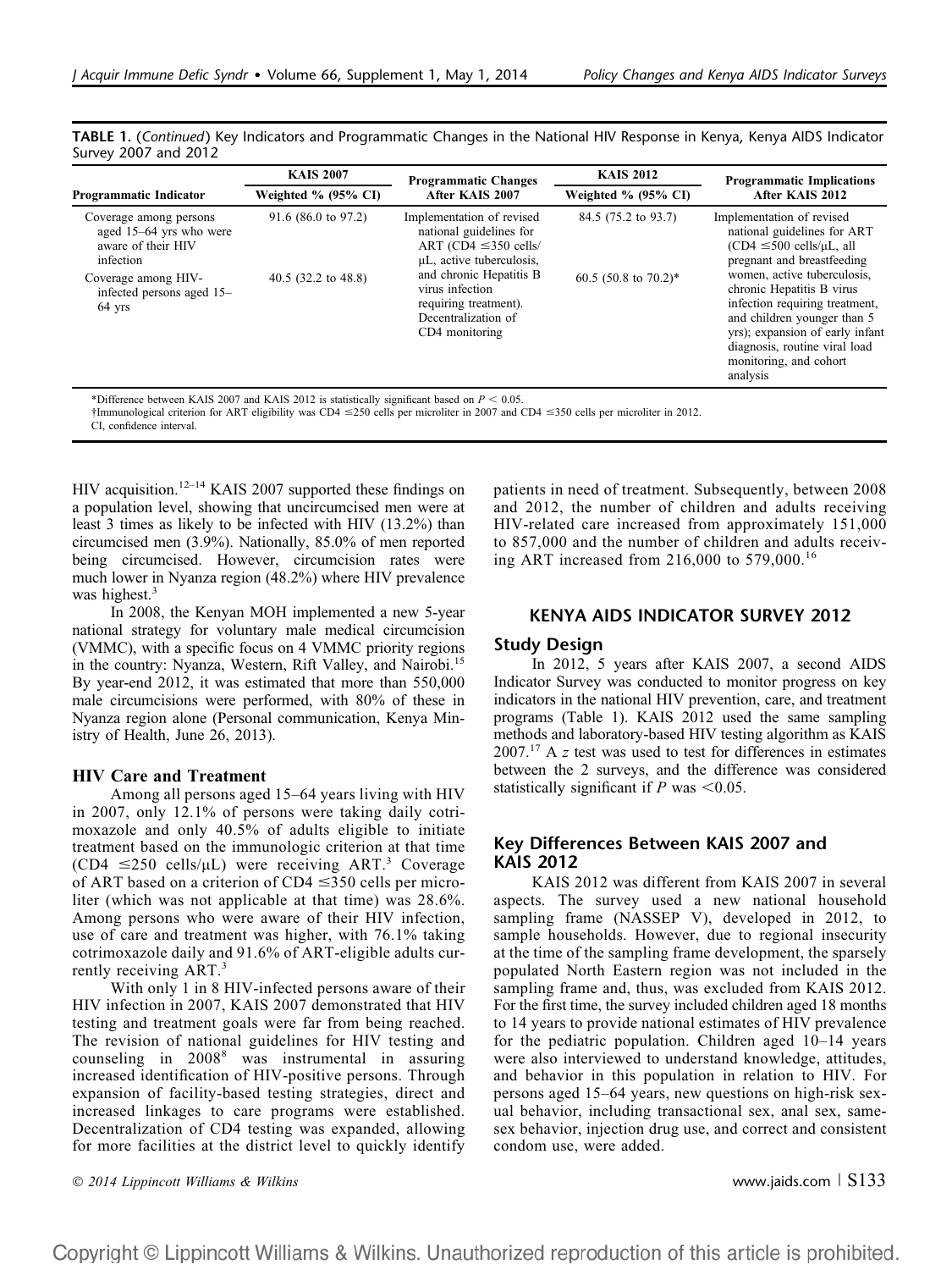**TABLE 1.** (*Continued*) Key Indicators and Programmatic Changes in the National HIV Response in Kenya, Kenya AIDS Indicator Survey 2007 and 2012

| Programmatic Indicator | KAIS 2007 Weighted % (95% CI) | Programmatic Changes After KAIS 2007 | KAIS 2012 Weighted % (95% CI) | Programmatic Implications After KAIS 2012 |
|---|---|---|---|---|
| Coverage among persons aged 15–64 yrs who were aware of their HIV infection | 91.6 (86.0 to 97.2) | Implementation of revised national guidelines for ART (CD4 ≤350 cells/μL, active tuberculosis, and chronic Hepatitis B virus infection requiring treatment). Decentralization of CD4 monitoring | 84.5 (75.2 to 93.7) | Implementation of revised national guidelines for ART (CD4 ≤500 cells/μL, all pregnant and breastfeeding women, active tuberculosis, chronic Hepatitis B virus infection requiring treatment, and children younger than 5 yrs); expansion of early infant diagnosis, routine viral load monitoring, and cohort analysis |
| Coverage among HIV-infected persons aged 15–64 yrs | 40.5 (32.2 to 48.8) | | 60.5 (50.8 to 70.2)* | |

*Difference between KAIS 2007 and KAIS 2012 is statistically significant based on $P < 0.05$.
†Immunological criterion for ART eligibility was CD4 ≤250 cells per microliter in 2007 and CD4 ≤350 cells per microliter in 2012.
CI, confidence interval.

HIV acquisition.[12–14] KAIS 2007 supported these findings on a population level, showing that uncircumcised men were at least 3 times as likely to be infected with HIV (13.2%) than circumcised men (3.9%). Nationally, 85.0% of men reported being circumcised. However, circumcision rates were much lower in Nyanza region (48.2%) where HIV prevalence was highest.[3]

In 2008, the Kenyan MOH implemented a new 5-year national strategy for voluntary male medical circumcision (VMMC), with a specific focus on 4 VMMC priority regions in the country: Nyanza, Western, Rift Valley, and Nairobi.[15] By year-end 2012, it was estimated that more than 550,000 male circumcisions were performed, with 80% of these in Nyanza region alone (Personal communication, Kenya Ministry of Health, June 26, 2013).

### HIV Care and Treatment

Among all persons aged 15–64 years living with HIV in 2007, only 12.1% of persons were taking daily cotrimoxazole and only 40.5% of adults eligible to initiate treatment based on the immunologic criterion at that time (CD4 ≤250 cells/μL) were receiving ART.[3] Coverage of ART based on a criterion of CD4 ≤350 cells per microliter (which was not applicable at that time) was 28.6%. Among persons who were aware of their HIV infection, use of care and treatment was higher, with 76.1% taking cotrimoxazole daily and 91.6% of ART-eligible adults currently receiving ART.[3]

With only 1 in 8 HIV-infected persons aware of their HIV infection in 2007, KAIS 2007 demonstrated that HIV testing and treatment goals were far from being reached. The revision of national guidelines for HIV testing and counseling in 2008[8] was instrumental in assuring increased identification of HIV-positive persons. Through expansion of facility-based testing strategies, direct and increased linkages to care programs were established. Decentralization of CD4 testing was expanded, allowing for more facilities at the district level to quickly identify patients in need of treatment. Subsequently, between 2008 and 2012, the number of children and adults receiving HIV-related care increased from approximately 151,000 to 857,000 and the number of children and adults receiving ART increased from 216,000 to 579,000.[16]

## KENYA AIDS INDICATOR SURVEY 2012

### Study Design

In 2012, 5 years after KAIS 2007, a second AIDS Indicator Survey was conducted to monitor progress on key indicators in the national HIV prevention, care, and treatment programs (Table 1). KAIS 2012 used the same sampling methods and laboratory-based HIV testing algorithm as KAIS 2007.[17] A $z$ test was used to test for differences in estimates between the 2 surveys, and the difference was considered statistically significant if $P$ was $<0.05$.

### Key Differences Between KAIS 2007 and KAIS 2012

KAIS 2012 was different from KAIS 2007 in several aspects. The survey used a new national household sampling frame (NASSEP V), developed in 2012, to sample households. However, due to regional insecurity at the time of the sampling frame development, the sparsely populated North Eastern region was not included in the sampling frame and, thus, was excluded from KAIS 2012. For the first time, the survey included children aged 18 months to 14 years to provide national estimates of HIV prevalence for the pediatric population. Children aged 10–14 years were also interviewed to understand knowledge, attitudes, and behavior in this population in relation to HIV. For persons aged 15–64 years, new questions on high-risk sexual behavior, including transactional sex, anal sex, same-sex behavior, injection drug use, and correct and consistent condom use, were added.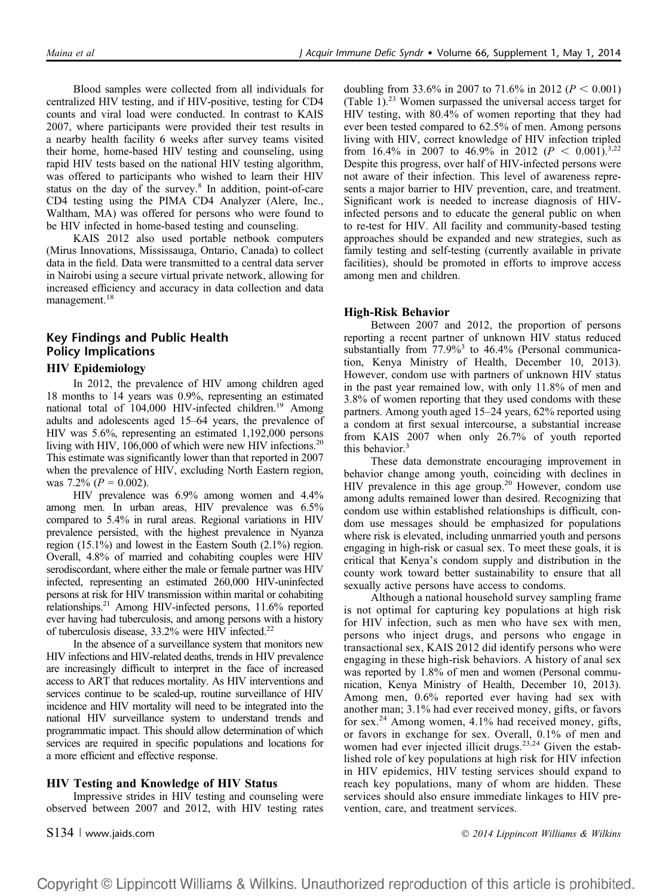Blood samples were collected from all individuals for centralized HIV testing, and if HIV-positive, testing for CD4 counts and viral load were conducted. In contrast to KAIS 2007, where participants were provided their test results in a nearby health facility 6 weeks after survey teams visited their home, home-based HIV testing and counseling, using rapid HIV tests based on the national HIV testing algorithm, was offered to participants who wished to learn their HIV status on the day of the survey.[8] In addition, point-of-care CD4 testing using the PIMA CD4 Analyzer (Alere, Inc., Waltham, MA) was offered for persons who were found to be HIV infected in home-based testing and counseling.

KAIS 2012 also used portable netbook computers (Mirus Innovations, Mississauga, Ontario, Canada) to collect data in the field. Data were transmitted to a central data server in Nairobi using a secure virtual private network, allowing for increased efficiency and accuracy in data collection and data management.[18]

## Key Findings and Public Health Policy Implications

### HIV Epidemiology

In 2012, the prevalence of HIV among children aged 18 months to 14 years was 0.9%, representing an estimated national total of 104,000 HIV-infected children.[19] Among adults and adolescents aged 15–64 years, the prevalence of HIV was 5.6%, representing an estimated 1,192,000 persons living with HIV, 106,000 of which were new HIV infections.[20] This estimate was significantly lower than that reported in 2007 when the prevalence of HIV, excluding North Eastern region, was 7.2% ($P = 0.002$).

HIV prevalence was 6.9% among women and 4.4% among men. In urban areas, HIV prevalence was 6.5% compared to 5.4% in rural areas. Regional variations in HIV prevalence persisted, with the highest prevalence in Nyanza region (15.1%) and lowest in the Eastern South (2.1%) region. Overall, 4.8% of married and cohabiting couples were HIV serodiscordant, where either the male or female partner was HIV infected, representing an estimated 260,000 HIV-uninfected persons at risk for HIV transmission within marital or cohabiting relationships.[21] Among HIV-infected persons, 11.6% reported ever having had tuberculosis, and among persons with a history of tuberculosis disease, 33.2% were HIV infected.[22]

In the absence of a surveillance system that monitors new HIV infections and HIV-related deaths, trends in HIV prevalence are increasingly difficult to interpret in the face of increased access to ART that reduces mortality. As HIV interventions and services continue to be scaled-up, routine surveillance of HIV incidence and HIV mortality will need to be integrated into the national HIV surveillance system to understand trends and programmatic impact. This should allow determination of which services are required in specific populations and locations for a more efficient and effective response.

### HIV Testing and Knowledge of HIV Status

Impressive strides in HIV testing and counseling were observed between 2007 and 2012, with HIV testing rates doubling from 33.6% in 2007 to 71.6% in 2012 ($P < 0.001$) (Table 1).[23] Women surpassed the universal access target for HIV testing, with 80.4% of women reporting that they had ever been tested compared to 62.5% of men. Among persons living with HIV, correct knowledge of HIV infection tripled from 16.4% in 2007 to 46.9% in 2012 ($P < 0.001$).[3,22] Despite this progress, over half of HIV-infected persons were not aware of their infection. This level of awareness represents a major barrier to HIV prevention, care, and treatment. Significant work is needed to increase diagnosis of HIV-infected persons and to educate the general public on when to re-test for HIV. All facility and community-based testing approaches should be expanded and new strategies, such as family testing and self-testing (currently available in private facilities), should be promoted in efforts to improve access among men and children.

### High-Risk Behavior

Between 2007 and 2012, the proportion of persons reporting a recent partner of unknown HIV status reduced substantially from 77.9%[3] to 46.4% (Personal communication, Kenya Ministry of Health, December 10, 2013). However, condom use with partners of unknown HIV status in the past year remained low, with only 11.8% of men and 3.8% of women reporting that they used condoms with these partners. Among youth aged 15–24 years, 62% reported using a condom at first sexual intercourse, a substantial increase from KAIS 2007 when only 26.7% of youth reported this behavior.[3]

These data demonstrate encouraging improvement in behavior change among youth, coinciding with declines in HIV prevalence in this age group.[20] However, condom use among adults remained lower than desired. Recognizing that condom use within established relationships is difficult, condom use messages should be emphasized for populations where risk is elevated, including unmarried youth and persons engaging in high-risk or casual sex. To meet these goals, it is critical that Kenya's condom supply and distribution in the county work toward better sustainability to ensure that all sexually active persons have access to condoms.

Although a national household survey sampling frame is not optimal for capturing key populations at high risk for HIV infection, such as men who have sex with men, persons who inject drugs, and persons who engage in transactional sex, KAIS 2012 did identify persons who were engaging in these high-risk behaviors. A history of anal sex was reported by 1.8% of men and women (Personal communication, Kenya Ministry of Health, December 10, 2013). Among men, 0.6% reported ever having had sex with another man; 3.1% had ever received money, gifts, or favors for sex.[24] Among women, 4.1% had received money, gifts, or favors in exchange for sex. Overall, 0.1% of men and women had ever injected illicit drugs.[23,24] Given the established role of key populations at high risk for HIV infection in HIV epidemics, HIV testing services should expand to reach key populations, many of whom are hidden. These services should also ensure immediate linkages to HIV prevention, care, and treatment services.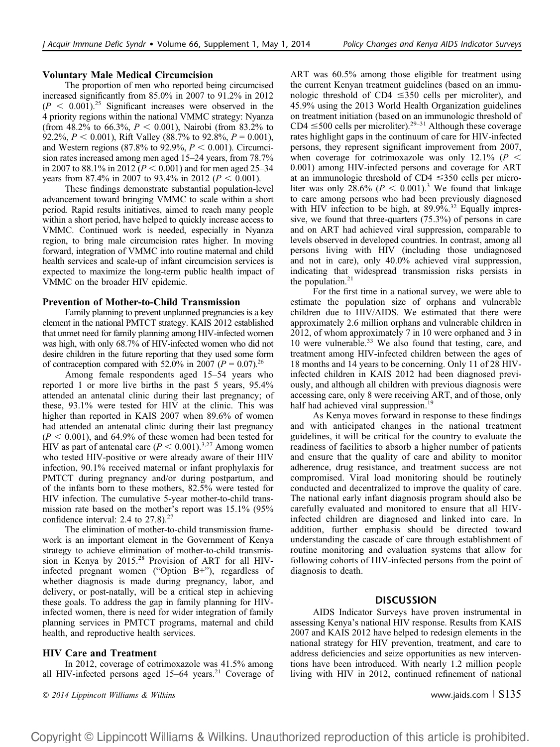### Voluntary Male Medical Circumcision

The proportion of men who reported being circumcised increased significantly from 85.0% in 2007 to 91.2% in 2012 ($P < 0.001$).[25] Significant increases were observed in the 4 priority regions within the national VMMC strategy: Nyanza (from 48.2% to 66.3%, $P < 0.001$), Nairobi (from 83.2% to 92.2%, $P < 0.001$), Rift Valley (88.7% to 92.8%, $P = 0.001$), and Western regions (87.8% to 92.9%, $P < 0.001$). Circumcision rates increased among men aged 15–24 years, from 78.7% in 2007 to 88.1% in 2012 ($P < 0.001$) and for men aged 25–34 years from 87.4% in 2007 to 93.4% in 2012 ($P < 0.001$).

These findings demonstrate substantial population-level advancement toward bringing VMMC to scale within a short period. Rapid results initiatives, aimed to reach many people within a short period, have helped to quickly increase access to VMMC. Continued work is needed, especially in Nyanza region, to bring male circumcision rates higher. In moving forward, integration of VMMC into routine maternal and child health services and scale-up of infant circumcision services is expected to maximize the long-term public health impact of VMMC on the broader HIV epidemic.

### Prevention of Mother-to-Child Transmission

Family planning to prevent unplanned pregnancies is a key element in the national PMTCT strategy. KAIS 2012 established that unmet need for family planning among HIV-infected women was high, with only 68.7% of HIV-infected women who did not desire children in the future reporting that they used some form of contraception compared with 52.0% in 2007 ($P = 0.07$).[26]

Among female respondents aged 15–54 years who reported 1 or more live births in the past 5 years, 95.4% attended an antenatal clinic during their last pregnancy; of these, 93.1% were tested for HIV at the clinic. This was higher than reported in KAIS 2007 when 89.6% of women had attended an antenatal clinic during their last pregnancy ($P < 0.001$), and 64.9% of these women had been tested for HIV as part of antenatal care ($P < 0.001$).[3,27] Among women who tested HIV-positive or were already aware of their HIV infection, 90.1% received maternal or infant prophylaxis for PMTCT during pregnancy and/or during postpartum, and of the infants born to these mothers, 82.5% were tested for HIV infection. The cumulative 5-year mother-to-child transmission rate based on the mother's report was 15.1% (95% confidence interval: 2.4 to 27.8).[27]

The elimination of mother-to-child transmission framework is an important element in the Government of Kenya strategy to achieve elimination of mother-to-child transmission in Kenya by 2015.[28] Provision of ART for all HIV-infected pregnant women ("Option B+"), regardless of whether diagnosis is made during pregnancy, labor, and delivery, or post-natally, will be a critical step in achieving these goals. To address the gap in family planning for HIV-infected women, there is need for wider integration of family planning services in PMTCT programs, maternal and child health, and reproductive health services.

### HIV Care and Treatment

In 2012, coverage of cotrimoxazole was 41.5% among all HIV-infected persons aged 15–64 years.[21] Coverage of ART was 60.5% among those eligible for treatment using the current Kenyan treatment guidelines (based on an immunologic threshold of CD4 $\leq$350 cells per microliter), and 45.9% using the 2013 World Health Organization guidelines on treatment initiation (based on an immunologic threshold of CD4 $\leq$500 cells per microliter).[29–31] Although these coverage rates highlight gaps in the continuum of care for HIV-infected persons, they represent significant improvement from 2007, when coverage for cotrimoxazole was only 12.1% ($P < 0.001$) among HIV-infected persons and coverage for ART at an immunologic threshold of CD4 $\leq$350 cells per microliter was only 28.6% ($P < 0.001$).[3] We found that linkage to care among persons who had been previously diagnosed with HIV infection to be high, at 89.9%.[32] Equally impressive, we found that three-quarters (75.3%) of persons in care and on ART had achieved viral suppression, comparable to levels observed in developed countries. In contrast, among all persons living with HIV (including those undiagnosed and not in care), only 40.0% achieved viral suppression, indicating that widespread transmission risks persists in the population.[21]

For the first time in a national survey, we were able to estimate the population size of orphans and vulnerable children due to HIV/AIDS. We estimated that there were approximately 2.6 million orphans and vulnerable children in 2012, of whom approximately 7 in 10 were orphaned and 3 in 10 were vulnerable.[33] We also found that testing, care, and treatment among HIV-infected children between the ages of 18 months and 14 years to be concerning. Only 11 of 28 HIV-infected children in KAIS 2012 had been diagnosed previously, and although all children with previous diagnosis were accessing care, only 8 were receiving ART, and of those, only half had achieved viral suppression.[19]

As Kenya moves forward in response to these findings and with anticipated changes in the national treatment guidelines, it will be critical for the country to evaluate the readiness of facilities to absorb a higher number of patients and ensure that the quality of care and ability to monitor adherence, drug resistance, and treatment success are not compromised. Viral load monitoring should be routinely conducted and decentralized to improve the quality of care. The national early infant diagnosis program should also be carefully evaluated and monitored to ensure that all HIV-infected children are diagnosed and linked into care. In addition, further emphasis should be directed toward understanding the cascade of care through establishment of routine monitoring and evaluation systems that allow for following cohorts of HIV-infected persons from the point of diagnosis to death.

## DISCUSSION

AIDS Indicator Surveys have proven instrumental in assessing Kenya's national HIV response. Results from KAIS 2007 and KAIS 2012 have helped to redesign elements in the national strategy for HIV prevention, treatment, and care to address deficiencies and seize opportunities as new interventions have been introduced. With nearly 1.2 million people living with HIV in 2012, continued refinement of national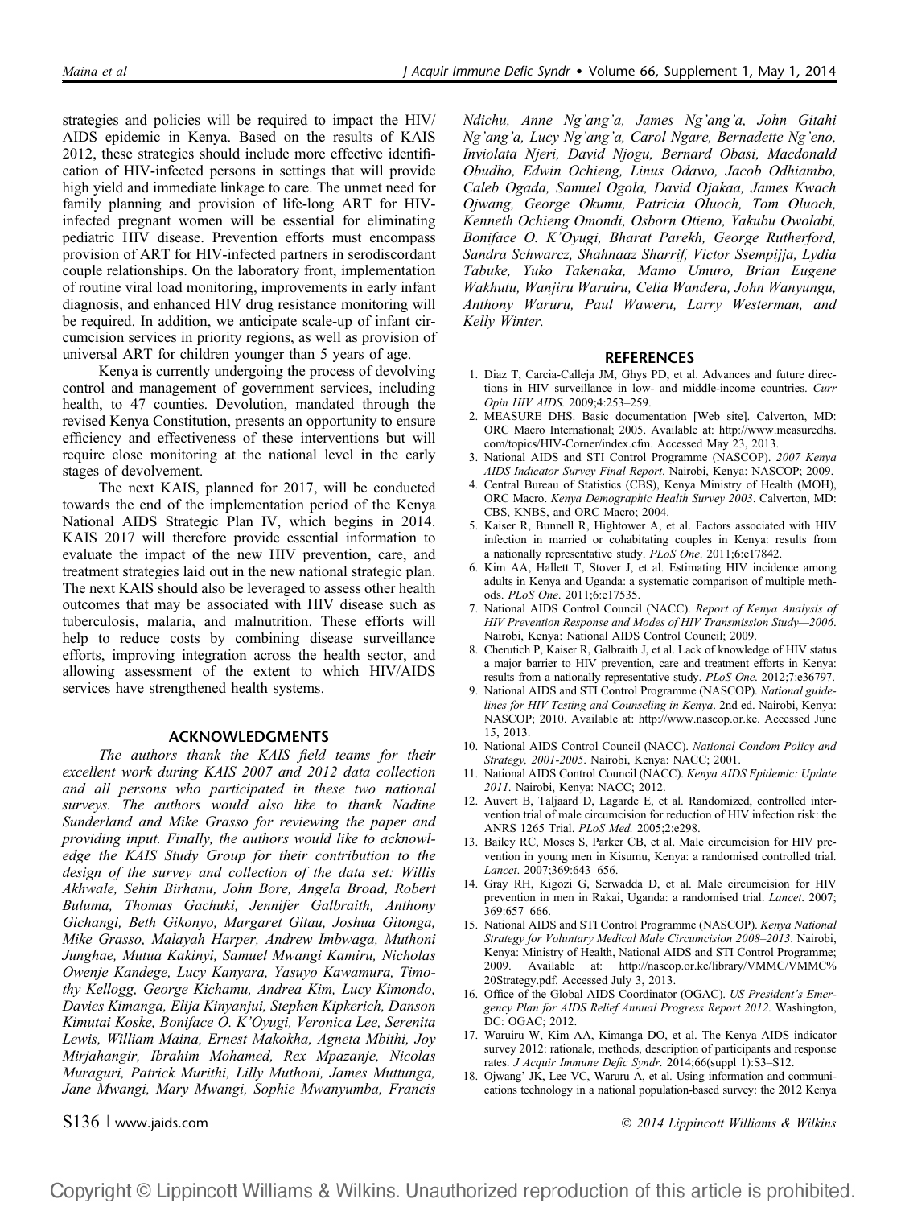strategies and policies will be required to impact the HIV/AIDS epidemic in Kenya. Based on the results of KAIS 2012, these strategies should include more effective identification of HIV-infected persons in settings that will provide high yield and immediate linkage to care. The unmet need for family planning and provision of life-long ART for HIV-infected pregnant women will be essential for eliminating pediatric HIV disease. Prevention efforts must encompass provision of ART for HIV-infected partners in serodiscordant couple relationships. On the laboratory front, implementation of routine viral load monitoring, improvements in early infant diagnosis, and enhanced HIV drug resistance monitoring will be required. In addition, we anticipate scale-up of infant circumcision services in priority regions, as well as provision of universal ART for children younger than 5 years of age.

Kenya is currently undergoing the process of devolving control and management of government services, including health, to 47 counties. Devolution, mandated through the revised Kenya Constitution, presents an opportunity to ensure efficiency and effectiveness of these interventions but will require close monitoring at the national level in the early stages of devolvement.

The next KAIS, planned for 2017, will be conducted towards the end of the implementation period of the Kenya National AIDS Strategic Plan IV, which begins in 2014. KAIS 2017 will therefore provide essential information to evaluate the impact of the new HIV prevention, care, and treatment strategies laid out in the new national strategic plan. The next KAIS should also be leveraged to assess other health outcomes that may be associated with HIV disease such as tuberculosis, malaria, and malnutrition. These efforts will help to reduce costs by combining disease surveillance efforts, improving integration across the health sector, and allowing assessment of the extent to which HIV/AIDS services have strengthened health systems.

## ACKNOWLEDGMENTS

*The authors thank the KAIS field teams for their excellent work during KAIS 2007 and 2012 data collection and all persons who participated in these two national surveys. The authors would also like to thank Nadine Sunderland and Mike Grasso for reviewing the paper and providing input. Finally, the authors would like to acknowledge the KAIS Study Group for their contribution to the design of the survey and collection of the data set: Willis Akhwale, Sehin Birhanu, John Bore, Angela Broad, Robert Buluma, Thomas Gachuki, Jennifer Galbraith, Anthony Gichangi, Beth Gikonyo, Margaret Gitau, Joshua Gitonga, Mike Grasso, Malayah Harper, Andrew Imbwaga, Muthoni Junghae, Mutua Kakinyi, Samuel Mwangi Kamiru, Nicholas Owenje Kandege, Lucy Kanyara, Yasuyo Kawamura, Timothy Kellogg, George Kichamu, Andrea Kim, Lucy Kimondo, Davies Kimanga, Elija Kinyanjui, Stephen Kipkerich, Danson Kimutai Koske, Boniface O. K'Oyugi, Veronica Lee, Serenita Lewis, William Maina, Ernest Makokha, Agneta Mbithi, Joy Mirjahangir, Ibrahim Mohamed, Rex Mpazanje, Nicolas Muraguri, Patrick Murithi, Lilly Muthoni, James Muttunga, Jane Mwangi, Mary Mwangi, Sophie Mwanyumba, Francis Ndichu, Anne Ng'ang'a, James Ng'ang'a, John Gitahi Ng'ang'a, Lucy Ng'ang'a, Carol Ngare, Bernadette Ng'eno, Inviolata Njeri, David Njogu, Bernard Obasi, Macdonald Obudho, Edwin Ochieng, Linus Odawo, Jacob Odhiambo, Caleb Ogada, Samuel Ogola, David Ojakaa, James Kwach Ojwang, George Okumu, Patricia Oluoch, Tom Oluoch, Kenneth Ochieng Omondi, Osborn Otieno, Yakubu Owolabi, Boniface O. K'Oyugi, Bharat Parekh, George Rutherford, Sandra Schwarcz, Shahnaaz Sharrif, Victor Ssempijja, Lydia Tabuke, Yuko Takenaka, Mamo Umuro, Brian Eugene Wakhutu, Wanjiru Waruiru, Celia Wandera, John Wanyungu, Anthony Waruru, Paul Waweru, Larry Westerman, and Kelly Winter.*

## REFERENCES

1. Diaz T, Carcia-Calleja JM, Ghys PD, et al. Advances and future directions in HIV surveillance in low- and middle-income countries. *Curr Opin HIV AIDS*. 2009;4:253–259.
2. MEASURE DHS. Basic documentation [Web site]. Calverton, MD: ORC Macro International; 2005. Available at: http://www.measuredhs.com/topics/HIV-Corner/index.cfm. Accessed May 23, 2013.
3. National AIDS and STI Control Programme (NASCOP). *2007 Kenya AIDS Indicator Survey Final Report*. Nairobi, Kenya: NASCOP; 2009.
4. Central Bureau of Statistics (CBS), Kenya Ministry of Health (MOH), ORC Macro. *Kenya Demographic Health Survey 2003*. Calverton, MD: CBS, KNBS, and ORC Macro; 2004.
5. Kaiser R, Bunnell R, Hightower A, et al. Factors associated with HIV infection in married or cohabitating couples in Kenya: results from a nationally representative study. *PLoS One*. 2011;6:e17842.
6. Kim AA, Hallett T, Stover J, et al. Estimating HIV incidence among adults in Kenya and Uganda: a systematic comparison of multiple methods. *PLoS One*. 2011;6:e17535.
7. National AIDS Control Council (NACC). *Report of Kenya Analysis of HIV Prevention Response and Modes of HIV Transmission Study—2006*. Nairobi, Kenya: National AIDS Control Council; 2009.
8. Cherutich P, Kaiser R, Galbraith J, et al. Lack of knowledge of HIV status a major barrier to HIV prevention, care and treatment efforts in Kenya: results from a nationally representative study. *PLoS One*. 2012;7:e36797.
9. National AIDS and STI Control Programme (NASCOP). *National guidelines for HIV Testing and Counseling in Kenya*. 2nd ed. Nairobi, Kenya: NASCOP; 2010. Available at: http://www.nascop.or.ke. Accessed June 15, 2013.
10. National AIDS Control Council (NACC). *National Condom Policy and Strategy, 2001-2005*. Nairobi, Kenya: NACC; 2001.
11. National AIDS Control Council (NACC). *Kenya AIDS Epidemic: Update 2011*. Nairobi, Kenya: NACC; 2012.
12. Auvert B, Taljaard D, Lagarde E, et al. Randomized, controlled intervention trial of male circumcision for reduction of HIV infection risk: the ANRS 1265 Trial. *PLoS Med*. 2005;2:e298.
13. Bailey RC, Moses S, Parker CB, et al. Male circumcision for HIV prevention in young men in Kisumu, Kenya: a randomised controlled trial. *Lancet*. 2007;369:643–656.
14. Gray RH, Kigozi G, Serwadda D, et al. Male circumcision for HIV prevention in men in Rakai, Uganda: a randomised trial. *Lancet*. 2007;369:657–666.
15. National AIDS and STI Control Programme (NASCOP). *Kenya National Strategy for Voluntary Medical Male Circumcision 2008–2013*. Nairobi, Kenya: Ministry of Health, National AIDS and STI Control Programme; 2009. Available at: http://nascop.or.ke/library/VMMC/VMMC%20Strategy.pdf. Accessed July 3, 2013.
16. Office of the Global AIDS Coordinator (OGAC). *US President's Emergency Plan for AIDS Relief Annual Progress Report 2012*. Washington, DC: OGAC; 2012.
17. Waruiru W, Kim AA, Kimanga DO, et al. The Kenya AIDS indicator survey 2012: rationale, methods, description of participants and response rates. *J Acquir Immune Defic Syndr*. 2014;66(suppl 1):S3–S12.
18. Ojwang' JK, Lee VC, Waruru A, et al. Using information and communications technology in a national population-based survey: the 2012 Kenya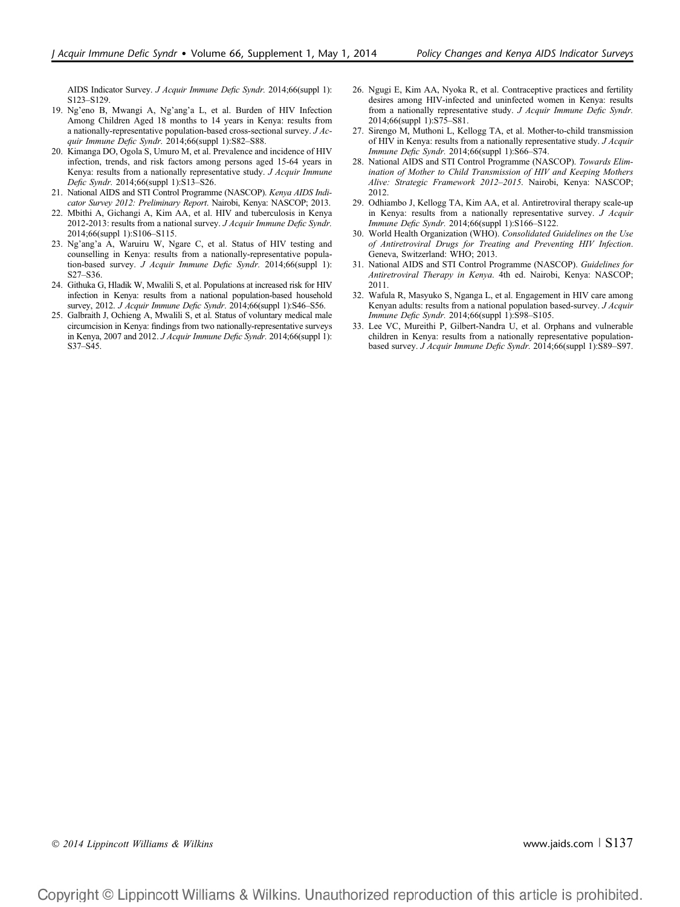AIDS Indicator Survey. *J Acquir Immune Defic Syndr.* 2014;66(suppl 1): S123–S129.

19. Ng'eno B, Mwangi A, Ng'ang'a L, et al. Burden of HIV Infection Among Children Aged 18 months to 14 years in Kenya: results from a nationally-representative population-based cross-sectional survey. *J Acquir Immune Defic Syndr.* 2014;66(suppl 1):S82–S88.
20. Kimanga DO, Ogola S, Umuro M, et al. Prevalence and incidence of HIV infection, trends, and risk factors among persons aged 15-64 years in Kenya: results from a nationally representative study. *J Acquir Immune Defic Syndr.* 2014;66(suppl 1):S13–S26.
21. National AIDS and STI Control Programme (NASCOP). *Kenya AIDS Indicator Survey 2012: Preliminary Report*. Nairobi, Kenya: NASCOP; 2013.
22. Mbithi A, Gichangi A, Kim AA, et al. HIV and tuberculosis in Kenya 2012-2013: results from a national survey. *J Acquir Immune Defic Syndr.* 2014;66(suppl 1):S106–S115.
23. Ng'ang'a A, Waruiru W, Ngare C, et al. Status of HIV testing and counselling in Kenya: results from a nationally-representative population-based survey. *J Acquir Immune Defic Syndr.* 2014;66(suppl 1): S27–S36.
24. Githuka G, Hladik W, Mwalili S, et al. Populations at increased risk for HIV infection in Kenya: results from a national population-based household survey, 2012. *J Acquir Immune Defic Syndr*. 2014;66(suppl 1):S46–S56.
25. Galbraith J, Ochieng A, Mwalili S, et al. Status of voluntary medical male circumcision in Kenya: findings from two nationally-representative surveys in Kenya, 2007 and 2012. *J Acquir Immune Defic Syndr.* 2014;66(suppl 1): S37–S45.
26. Ngugi E, Kim AA, Nyoka R, et al. Contraceptive practices and fertility desires among HIV-infected and uninfected women in Kenya: results from a nationally representative study. *J Acquir Immune Defic Syndr.* 2014;66(suppl 1):S75–S81.
27. Sirengo M, Muthoni L, Kellogg TA, et al. Mother-to-child transmission of HIV in Kenya: results from a nationally representative study. *J Acquir Immune Defic Syndr.* 2014;66(suppl 1):S66–S74.
28. National AIDS and STI Control Programme (NASCOP). *Towards Elimination of Mother to Child Transmission of HIV and Keeping Mothers Alive: Strategic Framework 2012–2015*. Nairobi, Kenya: NASCOP; 2012.
29. Odhiambo J, Kellogg TA, Kim AA, et al. Antiretroviral therapy scale-up in Kenya: results from a nationally representative survey. *J Acquir Immune Defic Syndr.* 2014;66(suppl 1):S166–S122.
30. World Health Organization (WHO). *Consolidated Guidelines on the Use of Antiretroviral Drugs for Treating and Preventing HIV Infection*. Geneva, Switzerland: WHO; 2013.
31. National AIDS and STI Control Programme (NASCOP). *Guidelines for Antiretroviral Therapy in Kenya*. 4th ed. Nairobi, Kenya: NASCOP; 2011.
32. Wafula R, Masyuko S, Nganga L, et al. Engagement in HIV care among Kenyan adults: results from a national population based-survey. *J Acquir Immune Defic Syndr.* 2014;66(suppl 1):S98–S105.
33. Lee VC, Mureithi P, Gilbert-Nandra U, et al. Orphans and vulnerable children in Kenya: results from a nationally representative population-based survey. *J Acquir Immune Defic Syndr.* 2014;66(suppl 1):S89–S97.